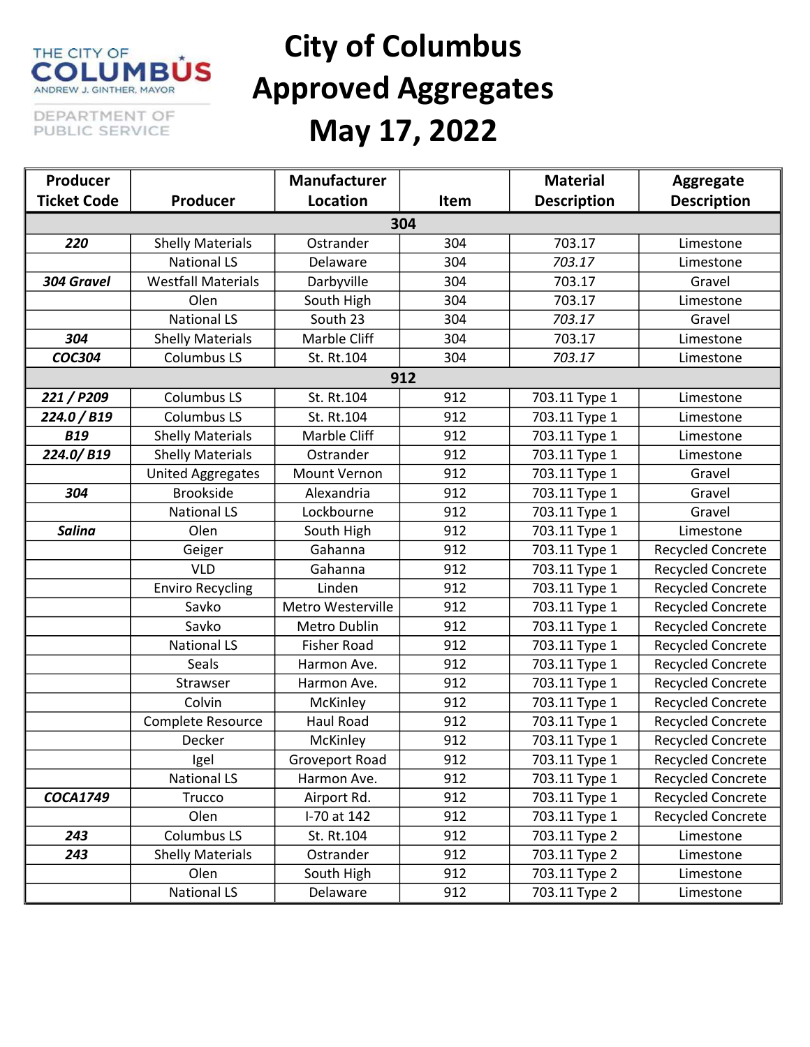THE CITY OF COLUMBUS
ANDREW J. GINTHER, MAYOR

DEPARTMENT OF PUBLIC SERVICE

# City of Columbus Approved Aggregates May 17, 2022

| Producer Ticket Code | Producer | Manufacturer Location | Item | Material Description | Aggregate Description |
|---|---|---|---|---|---|
| **304** | | | | | |
| ***220*** | Shelly Materials | Ostrander | 304 | 703.17 | Limestone |
| | National LS | Delaware | 304 | *703.17* | Limestone |
| ***304 Gravel*** | Westfall Materials | Darbyville | 304 | 703.17 | Gravel |
| | Olen | South High | 304 | 703.17 | Limestone |
| | National LS | South 23 | 304 | *703.17* | Gravel |
| ***304*** | Shelly Materials | Marble Cliff | 304 | 703.17 | Limestone |
| ***COC304*** | Columbus LS | St. Rt.104 | 304 | *703.17* | Limestone |
| **912** | | | | | |
| ***221 / P209*** | Columbus LS | St. Rt.104 | 912 | 703.11 Type 1 | Limestone |
| ***224.0 / B19*** | Columbus LS | St. Rt.104 | 912 | 703.11 Type 1 | Limestone |
| ***B19*** | Shelly Materials | Marble Cliff | 912 | 703.11 Type 1 | Limestone |
| ***224.0/ B19*** | Shelly Materials | Ostrander | 912 | 703.11 Type 1 | Limestone |
| | United Aggregates | Mount Vernon | 912 | 703.11 Type 1 | Gravel |
| ***304*** | Brookside | Alexandria | 912 | 703.11 Type 1 | Gravel |
| | National LS | Lockbourne | 912 | 703.11 Type 1 | Gravel |
| ***Salina*** | Olen | South High | 912 | 703.11 Type 1 | Limestone |
| | Geiger | Gahanna | 912 | 703.11 Type 1 | Recycled Concrete |
| | VLD | Gahanna | 912 | 703.11 Type 1 | Recycled Concrete |
| | Enviro Recycling | Linden | 912 | 703.11 Type 1 | Recycled Concrete |
| | Savko | Metro Westerville | 912 | 703.11 Type 1 | Recycled Concrete |
| | Savko | Metro Dublin | 912 | 703.11 Type 1 | Recycled Concrete |
| | National LS | Fisher Road | 912 | 703.11 Type 1 | Recycled Concrete |
| | Seals | Harmon Ave. | 912 | 703.11 Type 1 | Recycled Concrete |
| | Strawser | Harmon Ave. | 912 | 703.11 Type 1 | Recycled Concrete |
| | Colvin | McKinley | 912 | 703.11 Type 1 | Recycled Concrete |
| | Complete Resource | Haul Road | 912 | 703.11 Type 1 | Recycled Concrete |
| | Decker | McKinley | 912 | 703.11 Type 1 | Recycled Concrete |
| | Igel | Groveport Road | 912 | 703.11 Type 1 | Recycled Concrete |
| | National LS | Harmon Ave. | 912 | 703.11 Type 1 | Recycled Concrete |
| ***COCA1749*** | Trucco | Airport Rd. | 912 | 703.11 Type 1 | Recycled Concrete |
| | Olen | I-70 at 142 | 912 | 703.11 Type 1 | Recycled Concrete |
| ***243*** | Columbus LS | St. Rt.104 | 912 | 703.11 Type 2 | Limestone |
| ***243*** | Shelly Materials | Ostrander | 912 | 703.11 Type 2 | Limestone |
| | Olen | South High | 912 | 703.11 Type 2 | Limestone |
| | National LS | Delaware | 912 | 703.11 Type 2 | Limestone |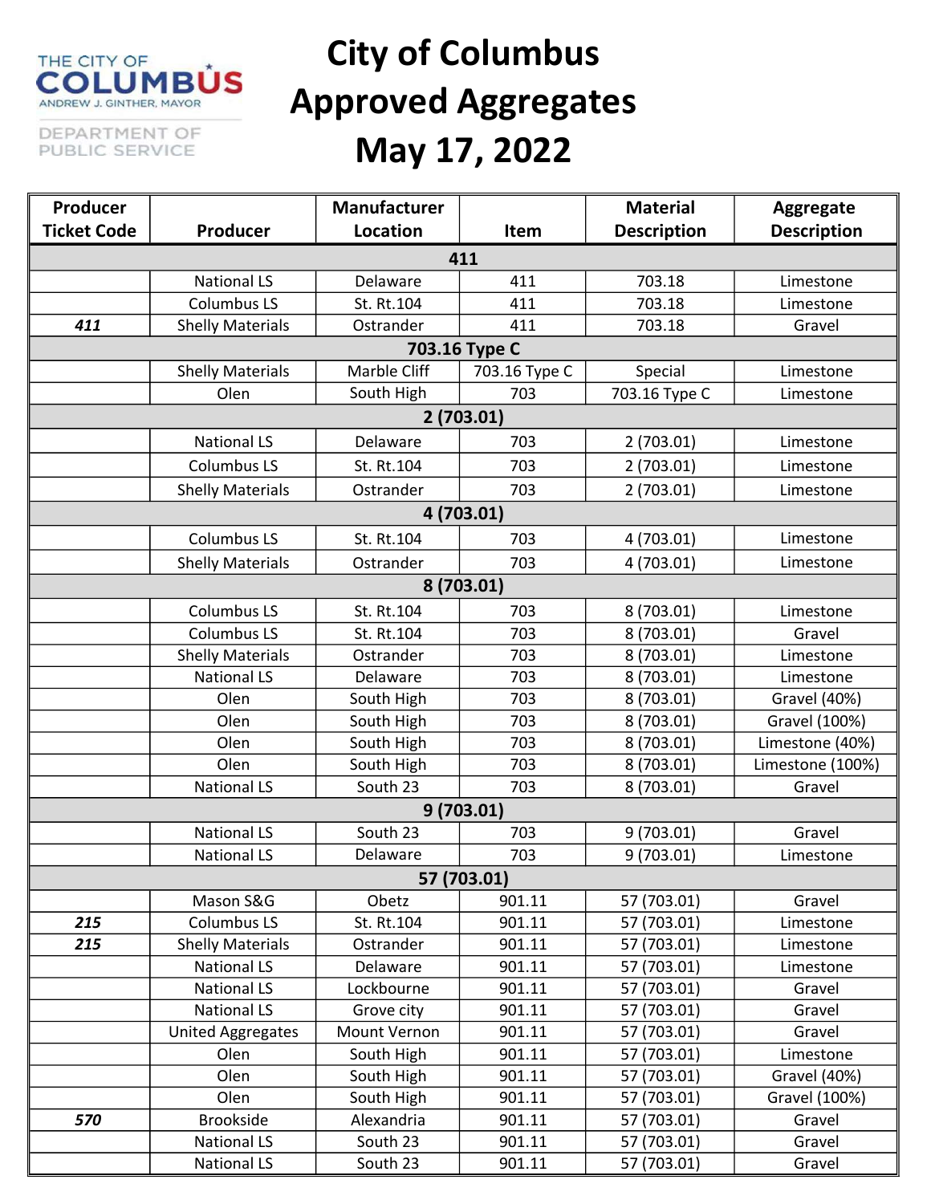# City of Columbus Approved Aggregates May 17, 2022

THE CITY OF COLUMBUS
ANDREW J. GINTHER, MAYOR
DEPARTMENT OF PUBLIC SERVICE

| Producer Ticket Code | Producer | Manufacturer Location | Item | Material Description | Aggregate Description |
|---|---|---|---|---|---|
| **411** | | | | | |
| | National LS | Delaware | 411 | 703.18 | Limestone |
| | Columbus LS | St. Rt.104 | 411 | 703.18 | Limestone |
| ***411*** | Shelly Materials | Ostrander | 411 | 703.18 | Gravel |
| **703.16 Type C** | | | | | |
| | Shelly Materials | Marble Cliff | 703.16 Type C | Special | Limestone |
| | Olen | South High | 703 | 703.16 Type C | Limestone |
| **2 (703.01)** | | | | | |
| | National LS | Delaware | 703 | 2 (703.01) | Limestone |
| | Columbus LS | St. Rt.104 | 703 | 2 (703.01) | Limestone |
| | Shelly Materials | Ostrander | 703 | 2 (703.01) | Limestone |
| **4 (703.01)** | | | | | |
| | Columbus LS | St. Rt.104 | 703 | 4 (703.01) | Limestone |
| | Shelly Materials | Ostrander | 703 | 4 (703.01) | Limestone |
| **8 (703.01)** | | | | | |
| | Columbus LS | St. Rt.104 | 703 | 8 (703.01) | Limestone |
| | Columbus LS | St. Rt.104 | 703 | 8 (703.01) | Gravel |
| | Shelly Materials | Ostrander | 703 | 8 (703.01) | Limestone |
| | National LS | Delaware | 703 | 8 (703.01) | Limestone |
| | Olen | South High | 703 | 8 (703.01) | Gravel (40%) |
| | Olen | South High | 703 | 8 (703.01) | Gravel (100%) |
| | Olen | South High | 703 | 8 (703.01) | Limestone (40%) |
| | Olen | South High | 703 | 8 (703.01) | Limestone (100%) |
| | National LS | South 23 | 703 | 8 (703.01) | Gravel |
| **9 (703.01)** | | | | | |
| | National LS | South 23 | 703 | 9 (703.01) | Gravel |
| | National LS | Delaware | 703 | 9 (703.01) | Limestone |
| **57 (703.01)** | | | | | |
| | Mason S&G | Obetz | 901.11 | 57 (703.01) | Gravel |
| ***215*** | Columbus LS | St. Rt.104 | 901.11 | 57 (703.01) | Limestone |
| ***215*** | Shelly Materials | Ostrander | 901.11 | 57 (703.01) | Limestone |
| | National LS | Delaware | 901.11 | 57 (703.01) | Limestone |
| | National LS | Lockbourne | 901.11 | 57 (703.01) | Gravel |
| | National LS | Grove city | 901.11 | 57 (703.01) | Gravel |
| | United Aggregates | Mount Vernon | 901.11 | 57 (703.01) | Gravel |
| | Olen | South High | 901.11 | 57 (703.01) | Limestone |
| | Olen | South High | 901.11 | 57 (703.01) | Gravel (40%) |
| | Olen | South High | 901.11 | 57 (703.01) | Gravel (100%) |
| ***570*** | Brookside | Alexandria | 901.11 | 57 (703.01) | Gravel |
| | National LS | South 23 | 901.11 | 57 (703.01) | Gravel |
| | National LS | South 23 | 901.11 | 57 (703.01) | Gravel |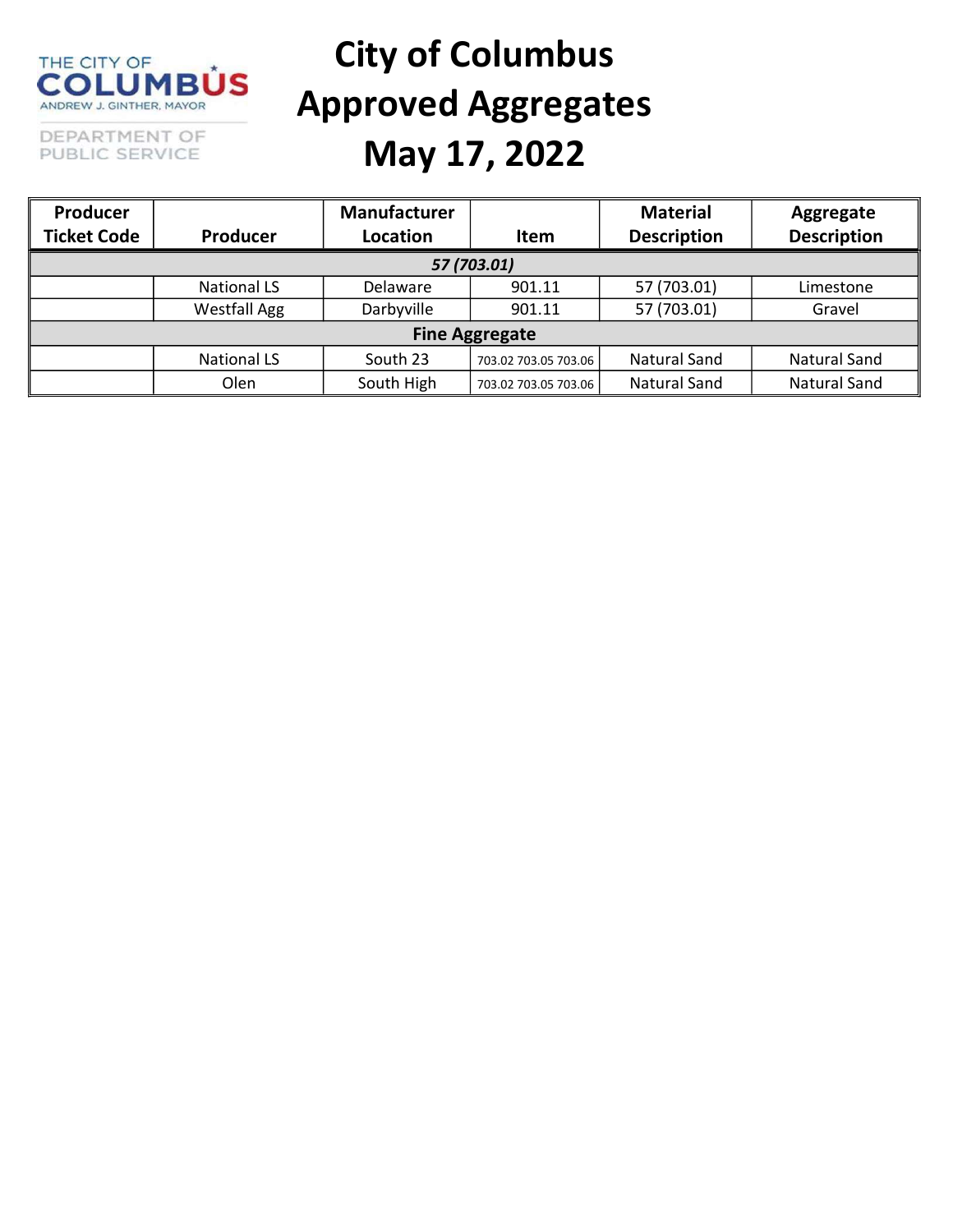THE CITY OF COLUMBUS
ANDREW J. GINTHER, MAYOR
DEPARTMENT OF PUBLIC SERVICE

# City of Columbus Approved Aggregates May 17, 2022

| Producer Ticket Code | Producer | Manufacturer Location | Item | Material Description | Aggregate Description |
|---|---|---|---|---|---|
| ***57 (703.01)*** | | | | | |
| | National LS | Delaware | 901.11 | 57 (703.01) | Limestone |
| | Westfall Agg | Darbyville | 901.11 | 57 (703.01) | Gravel |
| **Fine Aggregate** | | | | | |
| | National LS | South 23 | 703.02 703.05 703.06 | Natural Sand | Natural Sand |
| | Olen | South High | 703.02 703.05 703.06 | Natural Sand | Natural Sand |